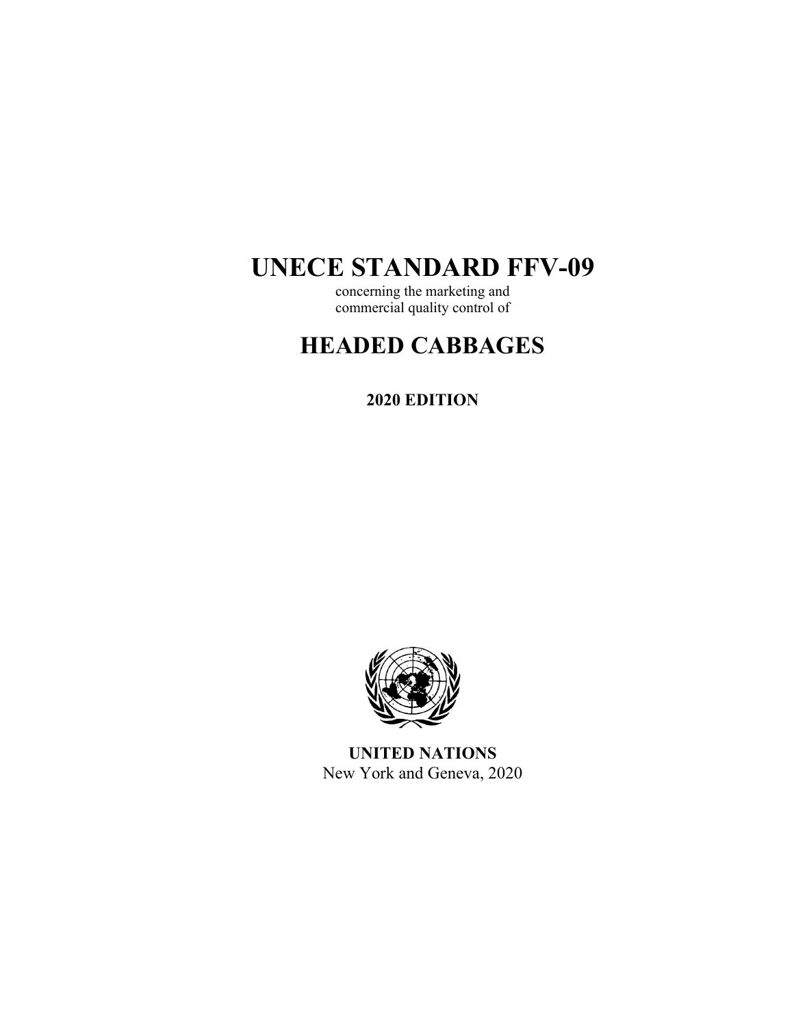# UNECE STANDARD FFV-09

concerning the marketing and commercial quality control of

# HEADED CABBAGES

**2020 EDITION**

**UNITED NATIONS**
New York and Geneva, 2020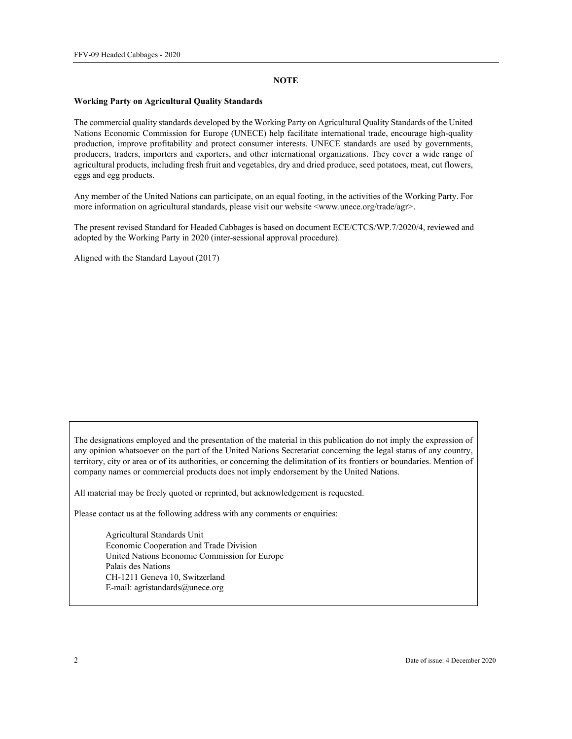# NOTE

**Working Party on Agricultural Quality Standards**

The commercial quality standards developed by the Working Party on Agricultural Quality Standards of the United Nations Economic Commission for Europe (UNECE) help facilitate international trade, encourage high-quality production, improve profitability and protect consumer interests. UNECE standards are used by governments, producers, traders, importers and exporters, and other international organizations. They cover a wide range of agricultural products, including fresh fruit and vegetables, dry and dried produce, seed potatoes, meat, cut flowers, eggs and egg products.

Any member of the United Nations can participate, on an equal footing, in the activities of the Working Party. For more information on agricultural standards, please visit our website <www.unece.org/trade/agr>.

The present revised Standard for Headed Cabbages is based on document ECE/CTCS/WP.7/2020/4, reviewed and adopted by the Working Party in 2020 (inter-sessional approval procedure).

Aligned with the Standard Layout (2017)

The designations employed and the presentation of the material in this publication do not imply the expression of any opinion whatsoever on the part of the United Nations Secretariat concerning the legal status of any country, territory, city or area or of its authorities, or concerning the delimitation of its frontiers or boundaries. Mention of company names or commercial products does not imply endorsement by the United Nations.

All material may be freely quoted or reprinted, but acknowledgement is requested.

Please contact us at the following address with any comments or enquiries:

Agricultural Standards Unit
Economic Cooperation and Trade Division
United Nations Economic Commission for Europe
Palais des Nations
CH-1211 Geneva 10, Switzerland
E-mail: agristandards@unece.org

Date of issue: 4 December 2020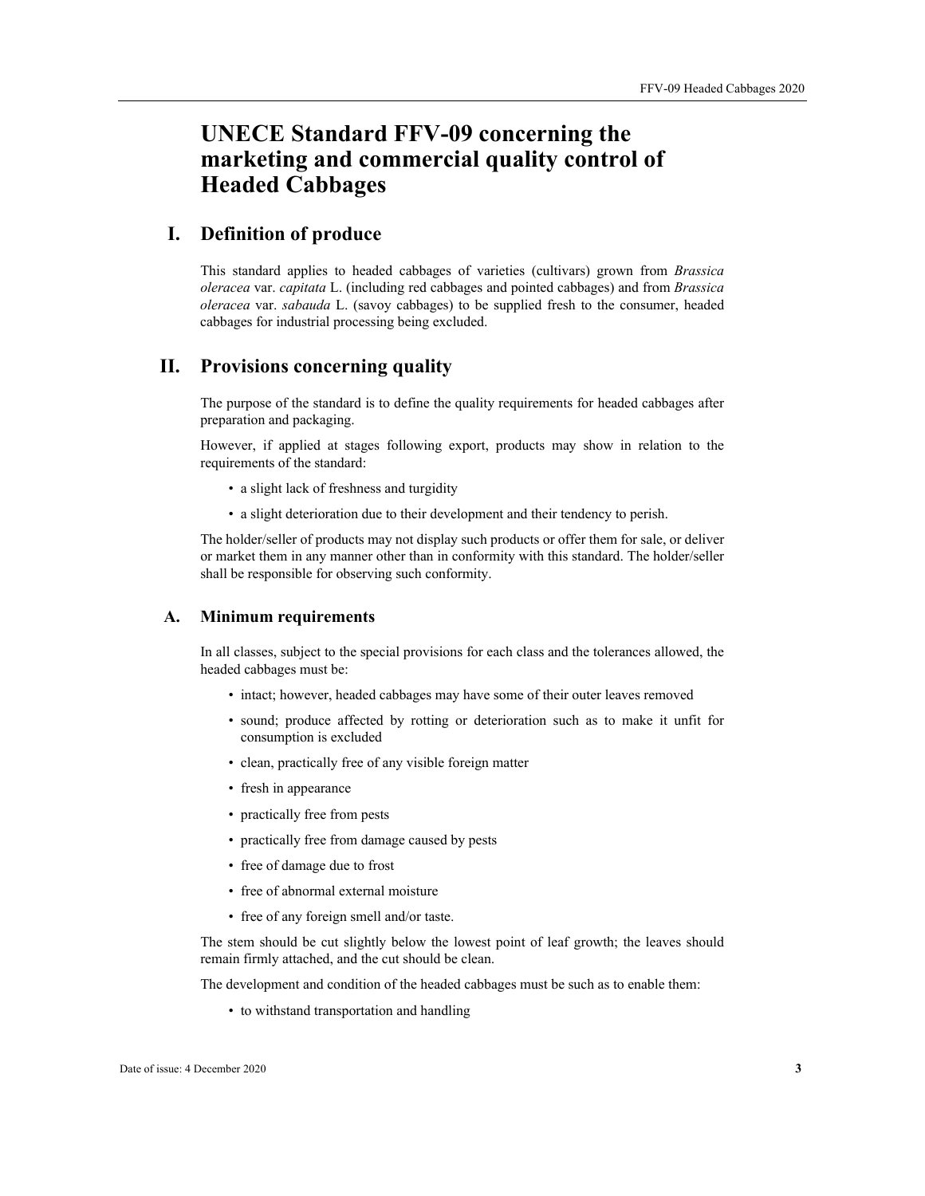# UNECE Standard FFV-09 concerning the marketing and commercial quality control of Headed Cabbages

## I. Definition of produce

This standard applies to headed cabbages of varieties (cultivars) grown from *Brassica oleracea* var. *capitata* L. (including red cabbages and pointed cabbages) and from *Brassica oleracea* var. *sabauda* L. (savoy cabbages) to be supplied fresh to the consumer, headed cabbages for industrial processing being excluded.

## II. Provisions concerning quality

The purpose of the standard is to define the quality requirements for headed cabbages after preparation and packaging.

However, if applied at stages following export, products may show in relation to the requirements of the standard:

- a slight lack of freshness and turgidity
- a slight deterioration due to their development and their tendency to perish.

The holder/seller of products may not display such products or offer them for sale, or deliver or market them in any manner other than in conformity with this standard. The holder/seller shall be responsible for observing such conformity.

### A. Minimum requirements

In all classes, subject to the special provisions for each class and the tolerances allowed, the headed cabbages must be:

- intact; however, headed cabbages may have some of their outer leaves removed
- sound; produce affected by rotting or deterioration such as to make it unfit for consumption is excluded
- clean, practically free of any visible foreign matter
- fresh in appearance
- practically free from pests
- practically free from damage caused by pests
- free of damage due to frost
- free of abnormal external moisture
- free of any foreign smell and/or taste.

The stem should be cut slightly below the lowest point of leaf growth; the leaves should remain firmly attached, and the cut should be clean.

The development and condition of the headed cabbages must be such as to enable them:

- to withstand transportation and handling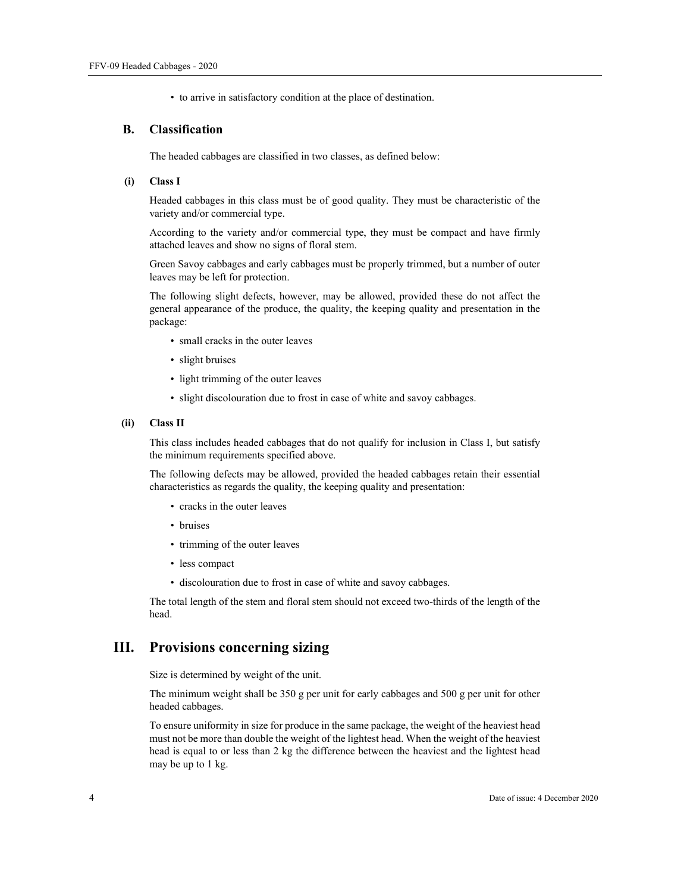- to arrive in satisfactory condition at the place of destination.

## B. Classification

The headed cabbages are classified in two classes, as defined below:

### (i) Class I

Headed cabbages in this class must be of good quality. They must be characteristic of the variety and/or commercial type.

According to the variety and/or commercial type, they must be compact and have firmly attached leaves and show no signs of floral stem.

Green Savoy cabbages and early cabbages must be properly trimmed, but a number of outer leaves may be left for protection.

The following slight defects, however, may be allowed, provided these do not affect the general appearance of the produce, the quality, the keeping quality and presentation in the package:

- small cracks in the outer leaves
- slight bruises
- light trimming of the outer leaves
- slight discolouration due to frost in case of white and savoy cabbages.

### (ii) Class II

This class includes headed cabbages that do not qualify for inclusion in Class I, but satisfy the minimum requirements specified above.

The following defects may be allowed, provided the headed cabbages retain their essential characteristics as regards the quality, the keeping quality and presentation:

- cracks in the outer leaves
- bruises
- trimming of the outer leaves
- less compact
- discolouration due to frost in case of white and savoy cabbages.

The total length of the stem and floral stem should not exceed two-thirds of the length of the head.

# III. Provisions concerning sizing

Size is determined by weight of the unit.

The minimum weight shall be 350 g per unit for early cabbages and 500 g per unit for other headed cabbages.

To ensure uniformity in size for produce in the same package, the weight of the heaviest head must not be more than double the weight of the lightest head. When the weight of the heaviest head is equal to or less than 2 kg the difference between the heaviest and the lightest head may be up to 1 kg.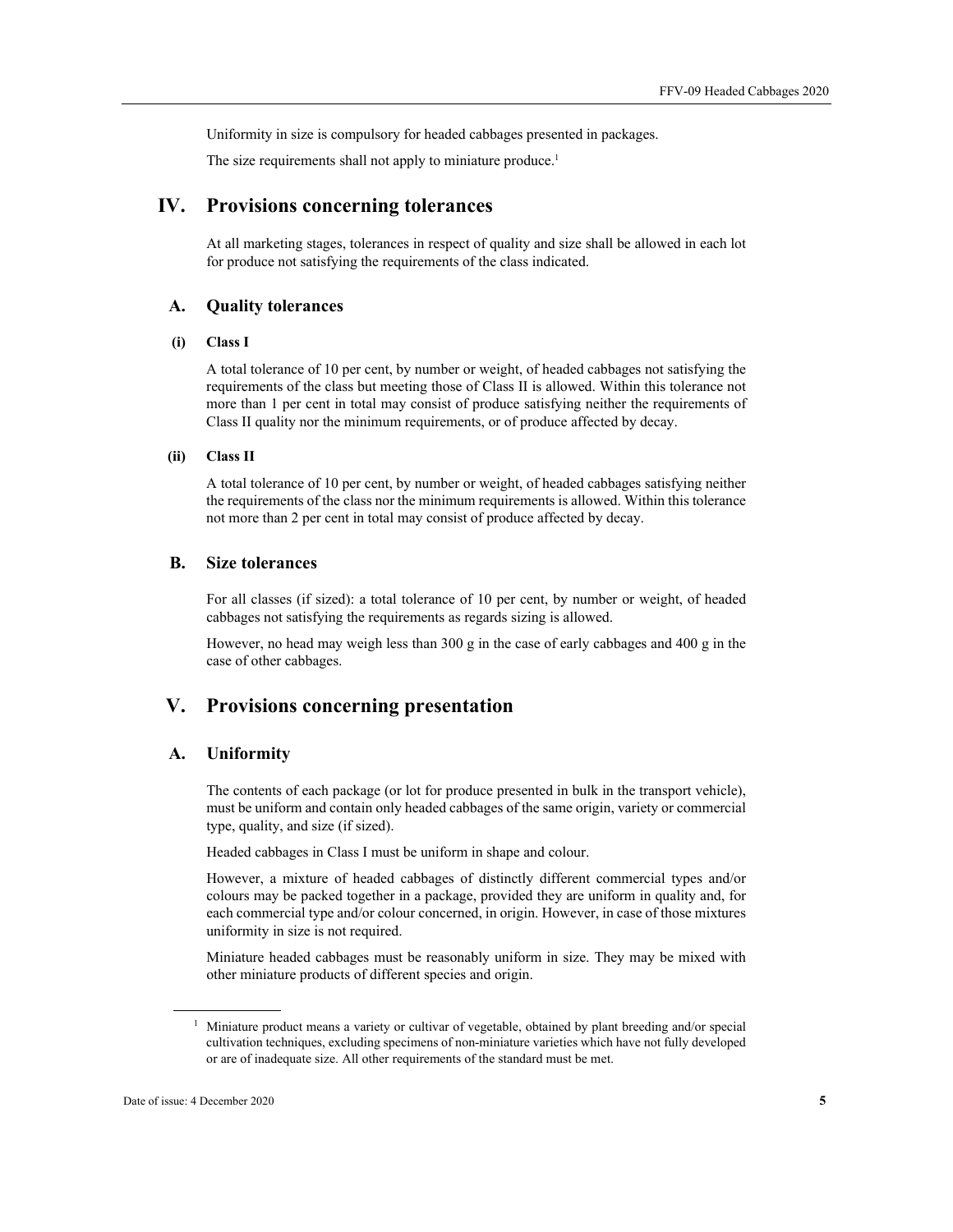Uniformity in size is compulsory for headed cabbages presented in packages.

The size requirements shall not apply to miniature produce.[1]

# IV. Provisions concerning tolerances

At all marketing stages, tolerances in respect of quality and size shall be allowed in each lot for produce not satisfying the requirements of the class indicated.

## A. Quality tolerances

### (i) Class I

A total tolerance of 10 per cent, by number or weight, of headed cabbages not satisfying the requirements of the class but meeting those of Class II is allowed. Within this tolerance not more than 1 per cent in total may consist of produce satisfying neither the requirements of Class II quality nor the minimum requirements, or of produce affected by decay.

### (ii) Class II

A total tolerance of 10 per cent, by number or weight, of headed cabbages satisfying neither the requirements of the class nor the minimum requirements is allowed. Within this tolerance not more than 2 per cent in total may consist of produce affected by decay.

## B. Size tolerances

For all classes (if sized): a total tolerance of 10 per cent, by number or weight, of headed cabbages not satisfying the requirements as regards sizing is allowed.

However, no head may weigh less than 300 g in the case of early cabbages and 400 g in the case of other cabbages.

# V. Provisions concerning presentation

## A. Uniformity

The contents of each package (or lot for produce presented in bulk in the transport vehicle), must be uniform and contain only headed cabbages of the same origin, variety or commercial type, quality, and size (if sized).

Headed cabbages in Class I must be uniform in shape and colour.

However, a mixture of headed cabbages of distinctly different commercial types and/or colours may be packed together in a package, provided they are uniform in quality and, for each commercial type and/or colour concerned, in origin. However, in case of those mixtures uniformity in size is not required.

Miniature headed cabbages must be reasonably uniform in size. They may be mixed with other miniature products of different species and origin.

---

[1] Miniature product means a variety or cultivar of vegetable, obtained by plant breeding and/or special cultivation techniques, excluding specimens of non-miniature varieties which have not fully developed or are of inadequate size. All other requirements of the standard must be met.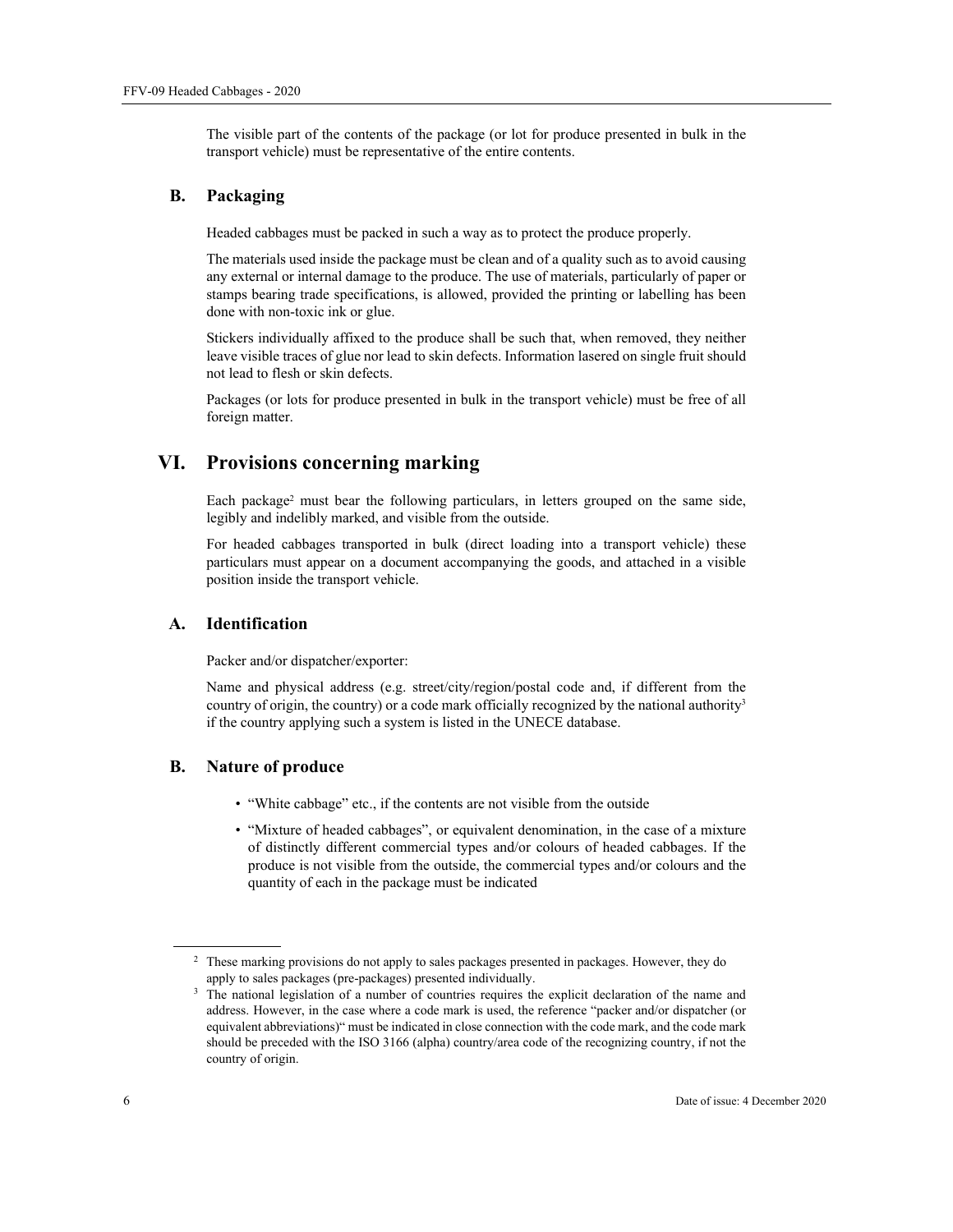The visible part of the contents of the package (or lot for produce presented in bulk in the transport vehicle) must be representative of the entire contents.

### B. Packaging

Headed cabbages must be packed in such a way as to protect the produce properly.

The materials used inside the package must be clean and of a quality such as to avoid causing any external or internal damage to the produce. The use of materials, particularly of paper or stamps bearing trade specifications, is allowed, provided the printing or labelling has been done with non-toxic ink or glue.

Stickers individually affixed to the produce shall be such that, when removed, they neither leave visible traces of glue nor lead to skin defects. Information lasered on single fruit should not lead to flesh or skin defects.

Packages (or lots for produce presented in bulk in the transport vehicle) must be free of all foreign matter.

## VI. Provisions concerning marking

Each package[2] must bear the following particulars, in letters grouped on the same side, legibly and indelibly marked, and visible from the outside.

For headed cabbages transported in bulk (direct loading into a transport vehicle) these particulars must appear on a document accompanying the goods, and attached in a visible position inside the transport vehicle.

### A. Identification

Packer and/or dispatcher/exporter:

Name and physical address (e.g. street/city/region/postal code and, if different from the country of origin, the country) or a code mark officially recognized by the national authority[3] if the country applying such a system is listed in the UNECE database.

### B. Nature of produce

- "White cabbage" etc., if the contents are not visible from the outside
- "Mixture of headed cabbages", or equivalent denomination, in the case of a mixture of distinctly different commercial types and/or colours of headed cabbages. If the produce is not visible from the outside, the commercial types and/or colours and the quantity of each in the package must be indicated

---

[2] These marking provisions do not apply to sales packages presented in packages. However, they do apply to sales packages (pre-packages) presented individually.

[3] The national legislation of a number of countries requires the explicit declaration of the name and address. However, in the case where a code mark is used, the reference "packer and/or dispatcher (or equivalent abbreviations)" must be indicated in close connection with the code mark, and the code mark should be preceded with the ISO 3166 (alpha) country/area code of the recognizing country, if not the country of origin.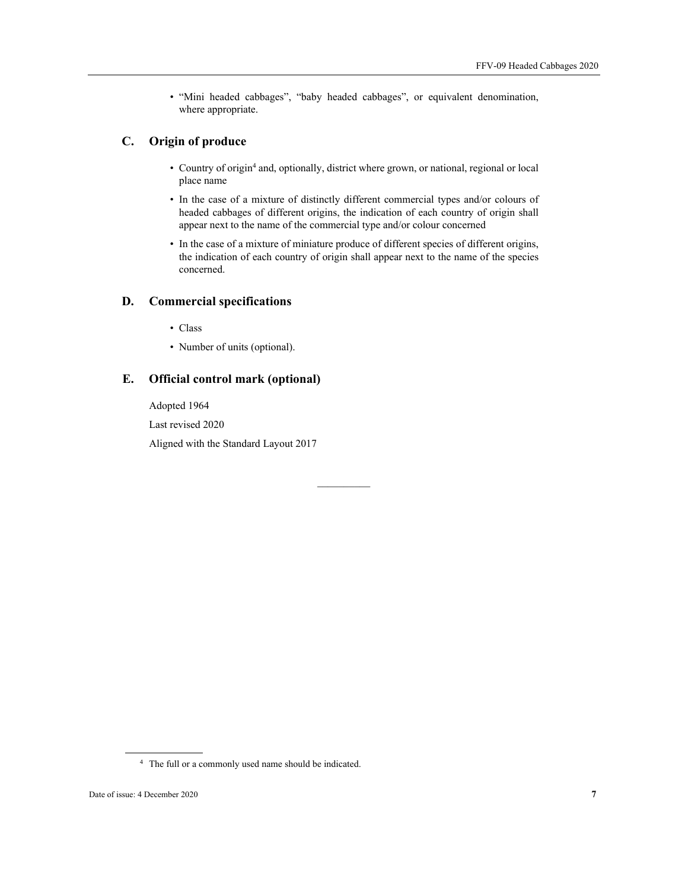- "Mini headed cabbages", "baby headed cabbages", or equivalent denomination, where appropriate.

## C. Origin of produce

- Country of origin[4] and, optionally, district where grown, or national, regional or local place name
- In the case of a mixture of distinctly different commercial types and/or colours of headed cabbages of different origins, the indication of each country of origin shall appear next to the name of the commercial type and/or colour concerned
- In the case of a mixture of miniature produce of different species of different origins, the indication of each country of origin shall appear next to the name of the species concerned.

## D. Commercial specifications

- Class
- Number of units (optional).

## E. Official control mark (optional)

Adopted 1964

Last revised 2020

Aligned with the Standard Layout 2017

---

[4] The full or a commonly used name should be indicated.